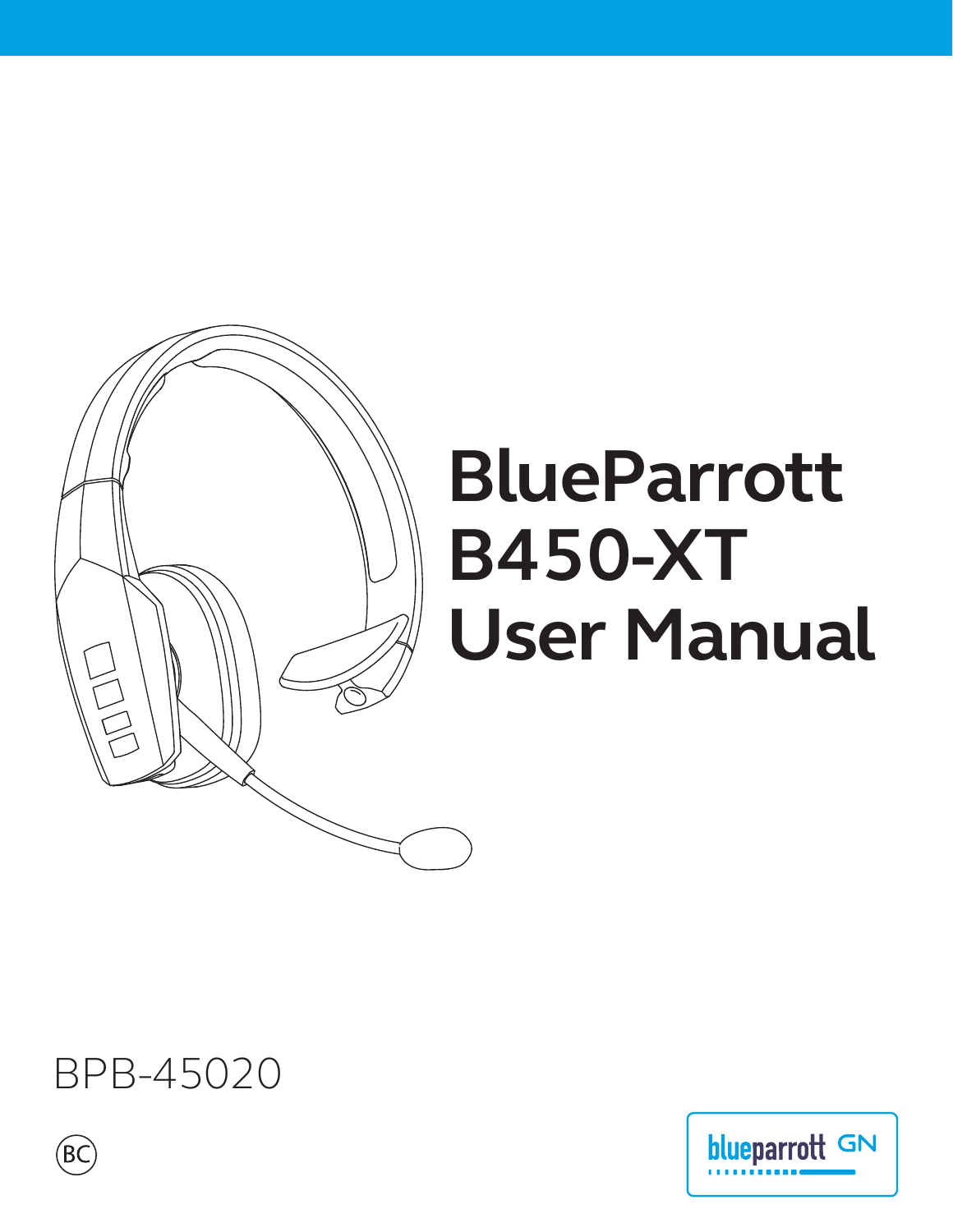# BlueParrott B450-XT User Manual

BPB-45020

BC

blueparrott GN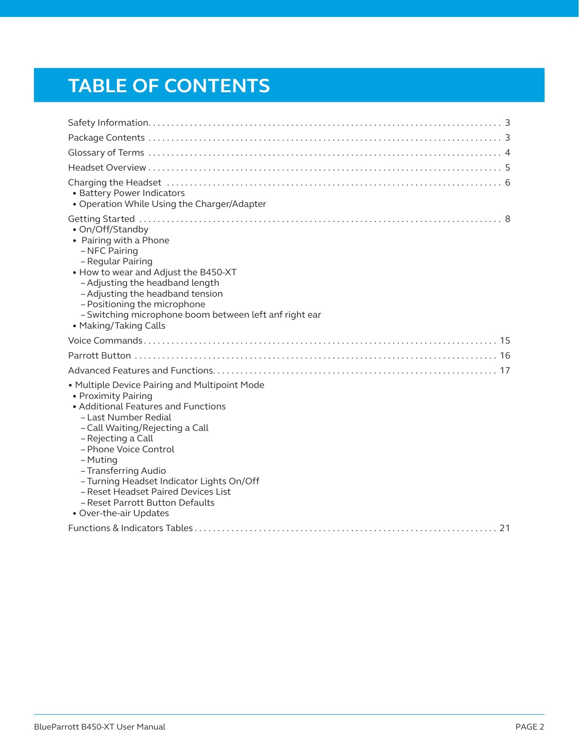# TABLE OF CONTENTS

Safety Information. . . . . . . . . . . . . . . . . . . . . . . . . . . . . . . . . . . . . . . . . . . . . . . . . . . . . . . . . . . . . . . . . . . . . . . . . . . 3

Package Contents . . . . . . . . . . . . . . . . . . . . . . . . . . . . . . . . . . . . . . . . . . . . . . . . . . . . . . . . . . . . . . . . . . . . . . . . . 3

Glossary of Terms . . . . . . . . . . . . . . . . . . . . . . . . . . . . . . . . . . . . . . . . . . . . . . . . . . . . . . . . . . . . . . . . . . . . . . . . 4

Headset Overview . . . . . . . . . . . . . . . . . . . . . . . . . . . . . . . . . . . . . . . . . . . . . . . . . . . . . . . . . . . . . . . . . . . . . . . . 5

Charging the Headset . . . . . . . . . . . . . . . . . . . . . . . . . . . . . . . . . . . . . . . . . . . . . . . . . . . . . . . . . . . . . . . . . . . . . 6
- Battery Power Indicators
- Operation While Using the Charger/Adapter

Getting Started . . . . . . . . . . . . . . . . . . . . . . . . . . . . . . . . . . . . . . . . . . . . . . . . . . . . . . . . . . . . . . . . . . . . . . . . . . . 8
- On/Off/Standby
- Pairing with a Phone
  - NFC Pairing
  - Regular Pairing
- How to wear and Adjust the B450-XT
  - Adjusting the headband length
  - Adjusting the headband tension
  - Positioning the microphone
  - Switching microphone boom between left anf right ear
- Making/Taking Calls

Voice Commands. . . . . . . . . . . . . . . . . . . . . . . . . . . . . . . . . . . . . . . . . . . . . . . . . . . . . . . . . . . . . . . . . . . . . . . . 15

Parrott Button . . . . . . . . . . . . . . . . . . . . . . . . . . . . . . . . . . . . . . . . . . . . . . . . . . . . . . . . . . . . . . . . . . . . . . . . . . . 16

Advanced Features and Functions. . . . . . . . . . . . . . . . . . . . . . . . . . . . . . . . . . . . . . . . . . . . . . . . . . . . . . . . . . . . 17

- Multiple Device Pairing and Multipoint Mode
- Proximity Pairing
- Additional Features and Functions
  - Last Number Redial
  - Call Waiting/Rejecting a Call
  - Rejecting a Call
  - Phone Voice Control
  - Muting
  - Transferring Audio
  - Turning Headset Indicator Lights On/Off
  - Reset Headset Paired Devices List
  - Reset Parrott Button Defaults
- Over-the-air Updates

Functions & Indicators Tables . . . . . . . . . . . . . . . . . . . . . . . . . . . . . . . . . . . . . . . . . . . . . . . . . . . . . . . . . . . . . . 21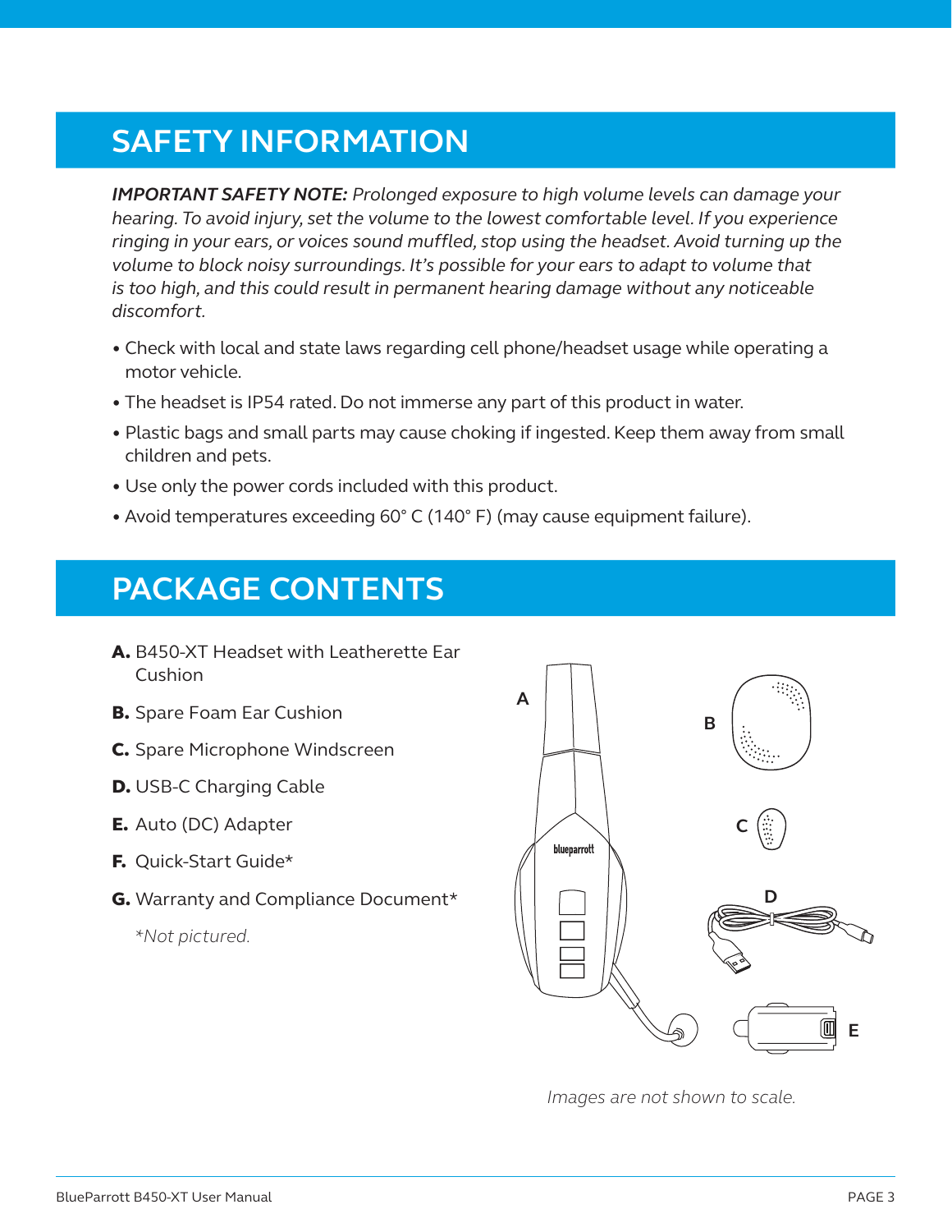## SAFETY INFORMATION

***IMPORTANT SAFETY NOTE:*** *Prolonged exposure to high volume levels can damage your hearing. To avoid injury, set the volume to the lowest comfortable level. If you experience ringing in your ears, or voices sound muffled, stop using the headset. Avoid turning up the volume to block noisy surroundings. It's possible for your ears to adapt to volume that is too high, and this could result in permanent hearing damage without any noticeable discomfort.*

- Check with local and state laws regarding cell phone/headset usage while operating a motor vehicle.
- The headset is IP54 rated. Do not immerse any part of this product in water.
- Plastic bags and small parts may cause choking if ingested. Keep them away from small children and pets.
- Use only the power cords included with this product.
- Avoid temperatures exceeding 60° C (140° F) (may cause equipment failure).

## PACKAGE CONTENTS

**A.** B450-XT Headset with Leatherette Ear Cushion

**B.** Spare Foam Ear Cushion

**C.** Spare Microphone Windscreen

**D.** USB-C Charging Cable

**E.** Auto (DC) Adapter

**F.** Quick-Start Guide*

**G.** Warranty and Compliance Document*

*\*Not pictured.*

*Images are not shown to scale.*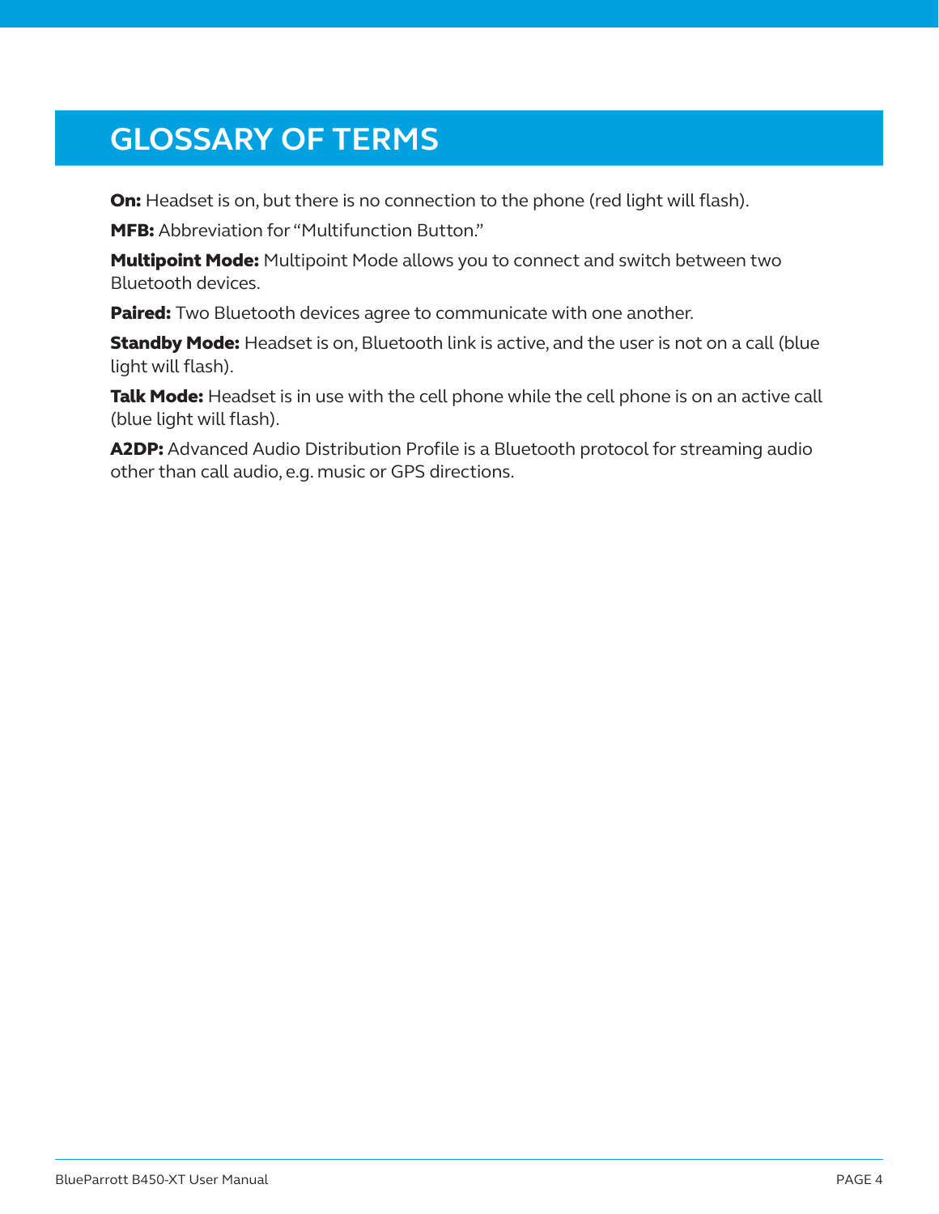# GLOSSARY OF TERMS

**On:** Headset is on, but there is no connection to the phone (red light will flash).

**MFB:** Abbreviation for "Multifunction Button."

**Multipoint Mode:** Multipoint Mode allows you to connect and switch between two Bluetooth devices.

**Paired:** Two Bluetooth devices agree to communicate with one another.

**Standby Mode:** Headset is on, Bluetooth link is active, and the user is not on a call (blue light will flash).

**Talk Mode:** Headset is in use with the cell phone while the cell phone is on an active call (blue light will flash).

**A2DP:** Advanced Audio Distribution Profile is a Bluetooth protocol for streaming audio other than call audio, e.g. music or GPS directions.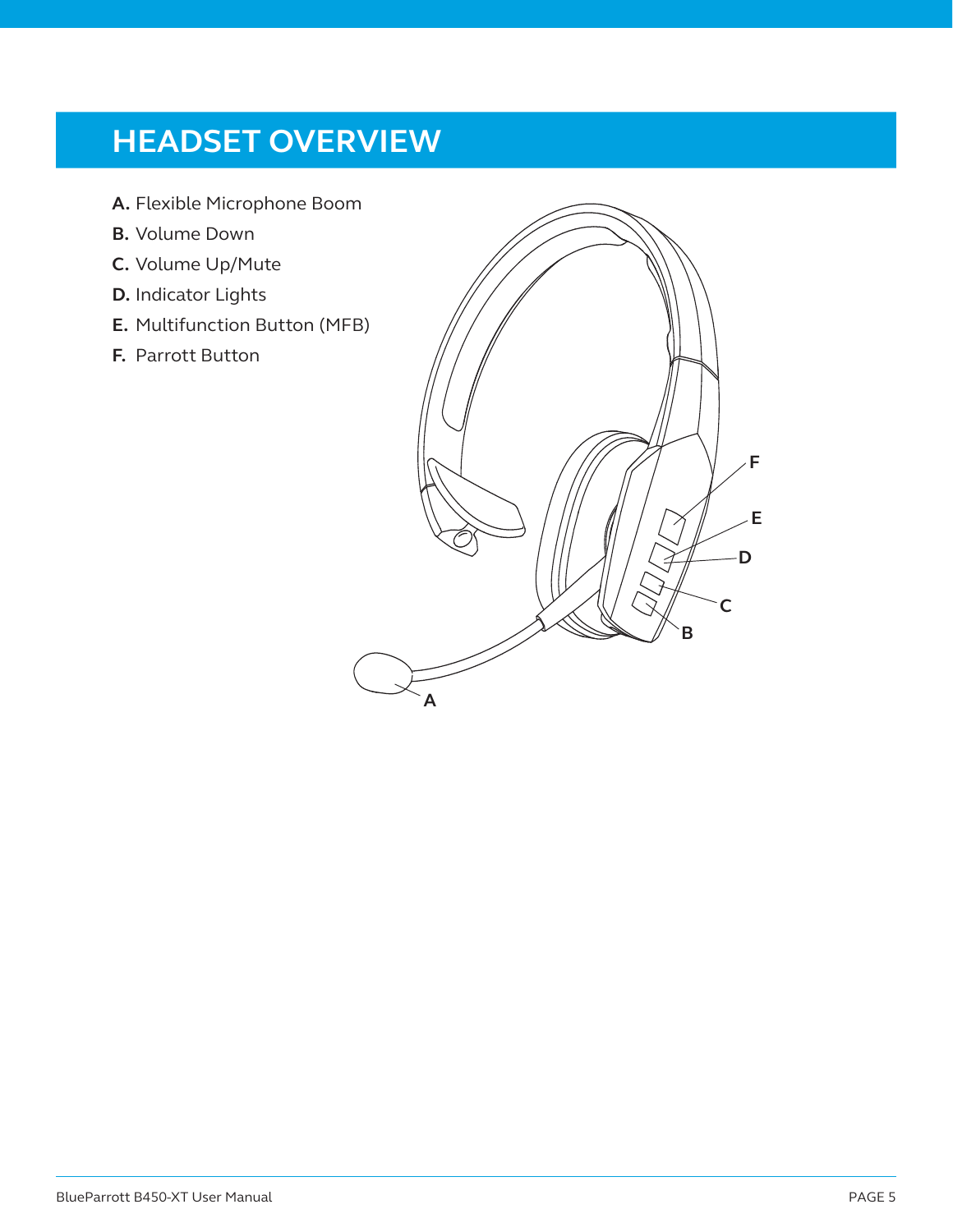# HEADSET OVERVIEW

**A.** Flexible Microphone Boom

**B.** Volume Down

**C.** Volume Up/Mute

**D.** Indicator Lights

**E.** Multifunction Button (MFB)

**F.** Parrott Button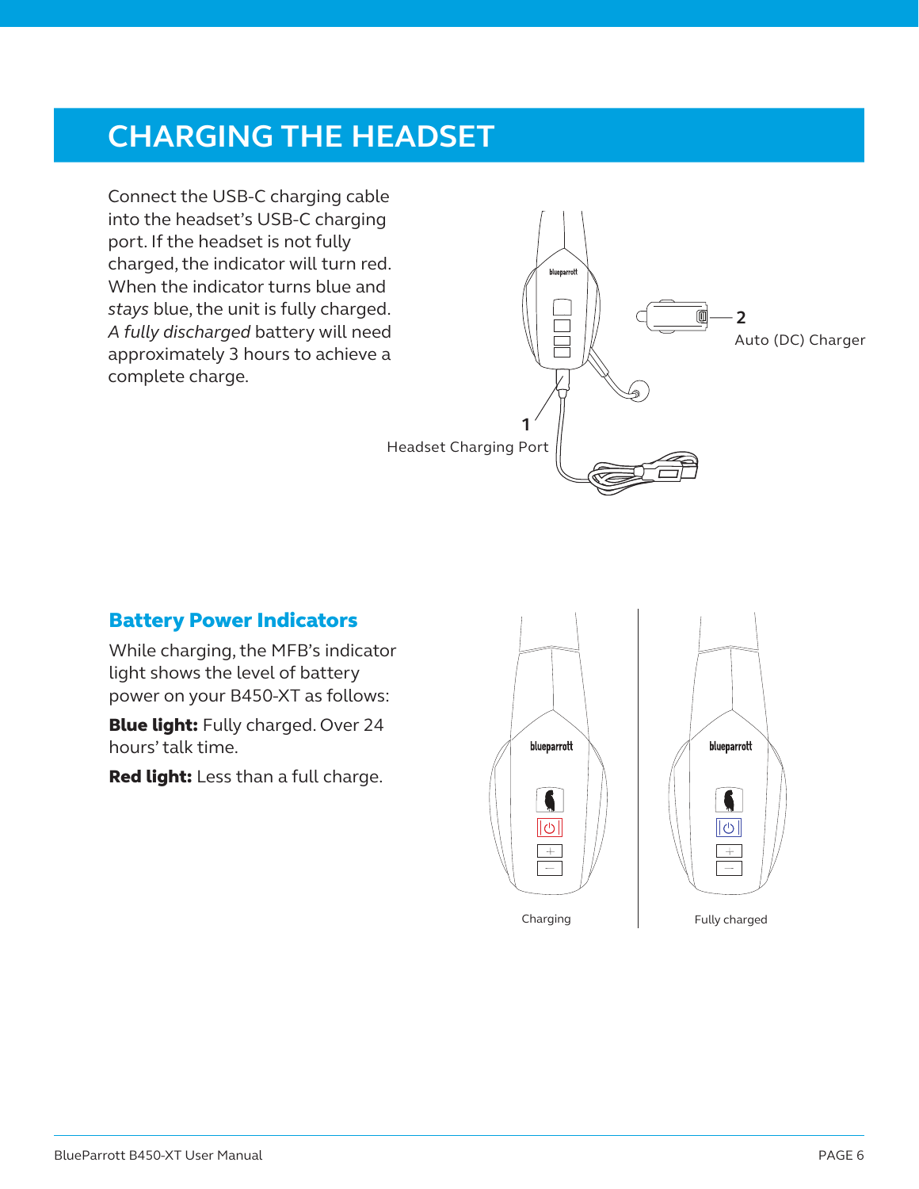# CHARGING THE HEADSET

Connect the USB-C charging cable into the headset's USB-C charging port. If the headset is not fully charged, the indicator will turn red. When the indicator turns blue and *stays* blue, the unit is fully charged. *A fully discharged* battery will need approximately 3 hours to achieve a complete charge.

1 Headset Charging Port

2 Auto (DC) Charger

## Battery Power Indicators

While charging, the MFB's indicator light shows the level of battery power on your B450-XT as follows:

**Blue light:** Fully charged. Over 24 hours' talk time.

**Red light:** Less than a full charge.

Charging

Fully charged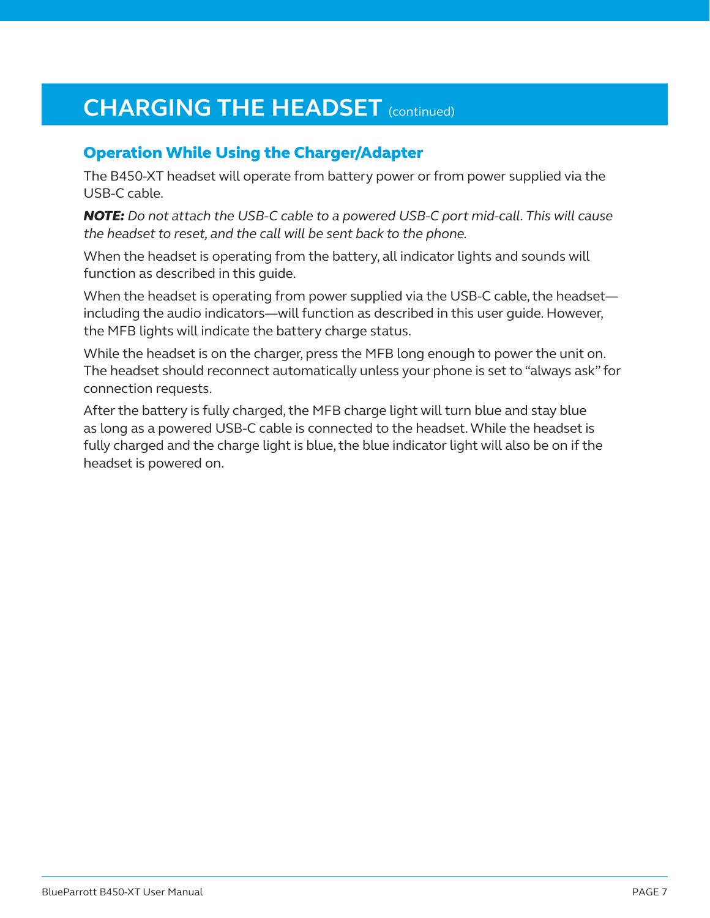# CHARGING THE HEADSET (continued)

## Operation While Using the Charger/Adapter

The B450-XT headset will operate from battery power or from power supplied via the USB-C cable.

***NOTE:*** *Do not attach the USB-C cable to a powered USB-C port mid-call. This will cause the headset to reset, and the call will be sent back to the phone.*

When the headset is operating from the battery, all indicator lights and sounds will function as described in this guide.

When the headset is operating from power supplied via the USB-C cable, the headset—including the audio indicators—will function as described in this user guide. However, the MFB lights will indicate the battery charge status.

While the headset is on the charger, press the MFB long enough to power the unit on. The headset should reconnect automatically unless your phone is set to “always ask” for connection requests.

After the battery is fully charged, the MFB charge light will turn blue and stay blue as long as a powered USB-C cable is connected to the headset. While the headset is fully charged and the charge light is blue, the blue indicator light will also be on if the headset is powered on.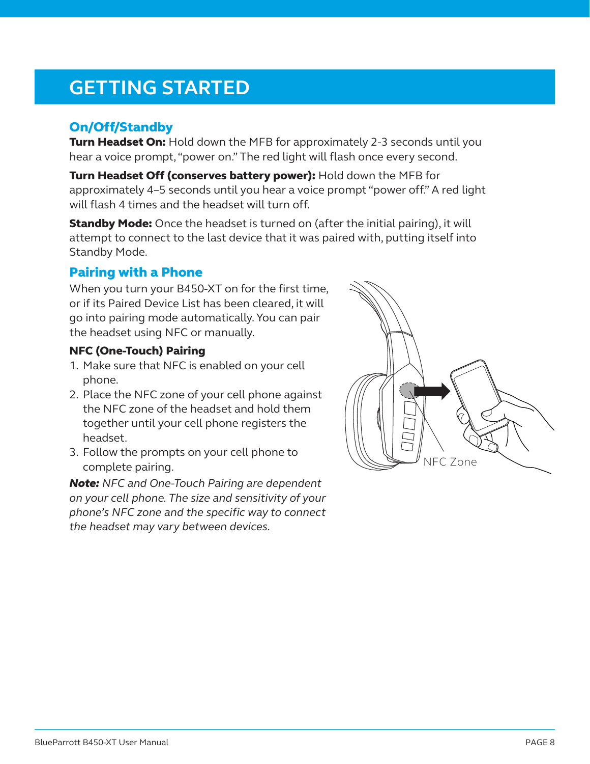# GETTING STARTED

## On/Off/Standby

**Turn Headset On:** Hold down the MFB for approximately 2-3 seconds until you hear a voice prompt, "power on." The red light will flash once every second.

**Turn Headset Off (conserves battery power):** Hold down the MFB for approximately 4–5 seconds until you hear a voice prompt "power off." A red light will flash 4 times and the headset will turn off.

**Standby Mode:** Once the headset is turned on (after the initial pairing), it will attempt to connect to the last device that it was paired with, putting itself into Standby Mode.

## Pairing with a Phone

When you turn your B450-XT on for the first time, or if its Paired Device List has been cleared, it will go into pairing mode automatically. You can pair the headset using NFC or manually.

### NFC (One-Touch) Pairing

1. Make sure that NFC is enabled on your cell phone.
2. Place the NFC zone of your cell phone against the NFC zone of the headset and hold them together until your cell phone registers the headset.
3. Follow the prompts on your cell phone to complete pairing.

***Note:*** *NFC and One-Touch Pairing are dependent on your cell phone. The size and sensitivity of your phone's NFC zone and the specific way to connect the headset may vary between devices.*

NFC Zone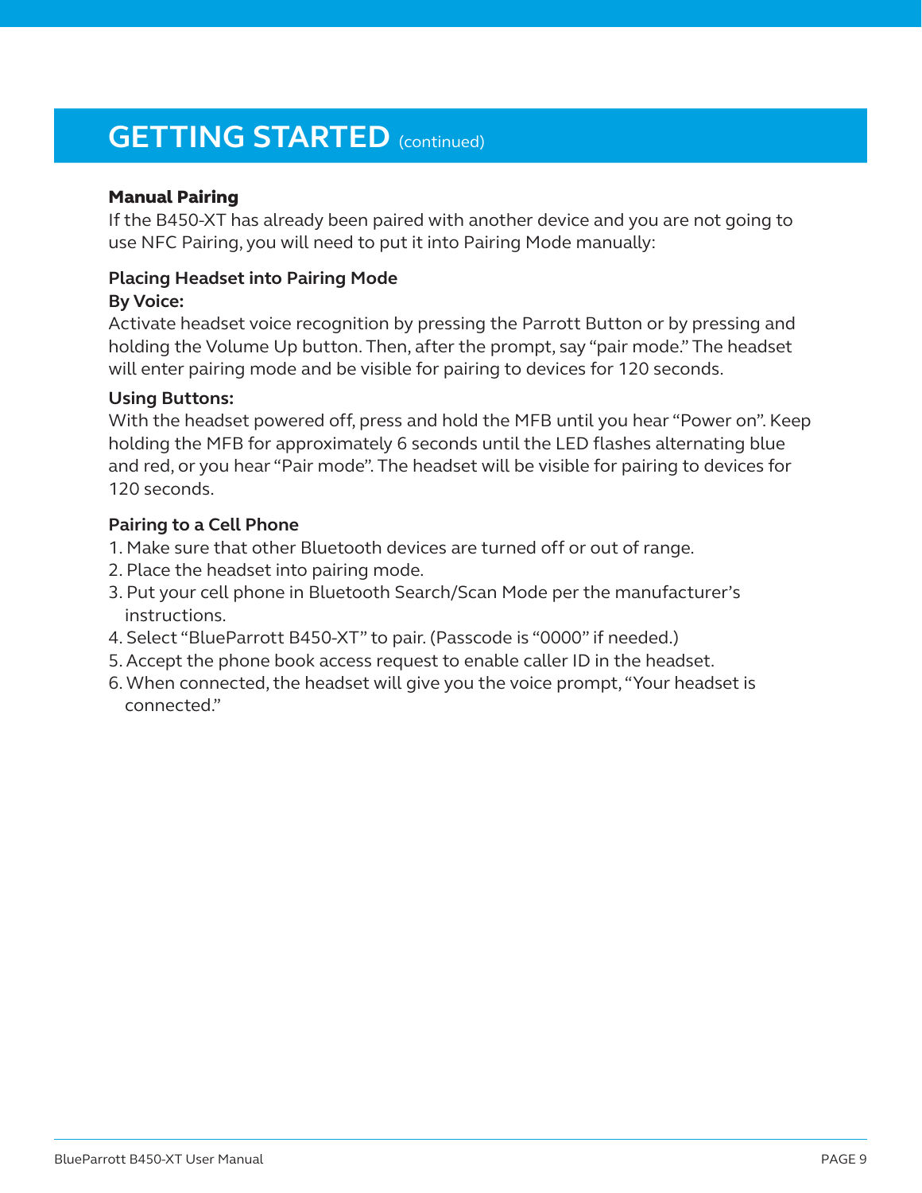# GETTING STARTED (continued)

**Manual Pairing**

If the B450-XT has already been paired with another device and you are not going to use NFC Pairing, you will need to put it into Pairing Mode manually:

**Placing Headset into Pairing Mode**

**By Voice:**

Activate headset voice recognition by pressing the Parrott Button or by pressing and holding the Volume Up button. Then, after the prompt, say "pair mode." The headset will enter pairing mode and be visible for pairing to devices for 120 seconds.

**Using Buttons:**

With the headset powered off, press and hold the MFB until you hear "Power on". Keep holding the MFB for approximately 6 seconds until the LED flashes alternating blue and red, or you hear "Pair mode". The headset will be visible for pairing to devices for 120 seconds.

**Pairing to a Cell Phone**

1. Make sure that other Bluetooth devices are turned off or out of range.
2. Place the headset into pairing mode.
3. Put your cell phone in Bluetooth Search/Scan Mode per the manufacturer's instructions.
4. Select "BlueParrott B450-XT" to pair. (Passcode is "0000" if needed.)
5. Accept the phone book access request to enable caller ID in the headset.
6. When connected, the headset will give you the voice prompt, "Your headset is connected."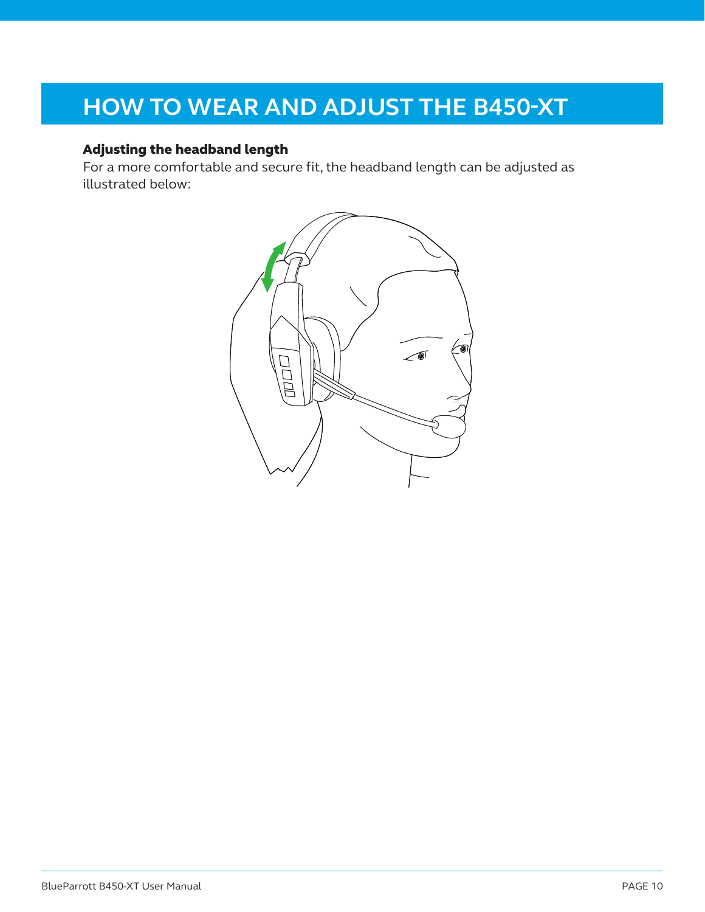# HOW TO WEAR AND ADJUST THE B450-XT

### Adjusting the headband length

For a more comfortable and secure fit, the headband length can be adjusted as illustrated below: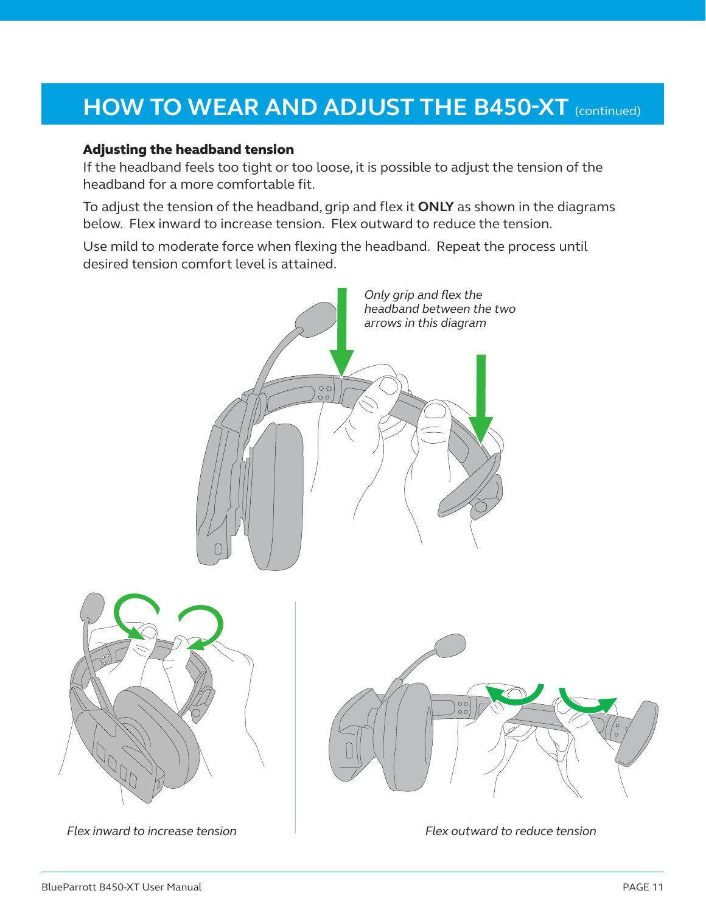# HOW TO WEAR AND ADJUST THE B450-XT (continued)

### Adjusting the headband tension

If the headband feels too tight or too loose, it is possible to adjust the tension of the headband for a more comfortable fit.

To adjust the tension of the headband, grip and flex it **ONLY** as shown in the diagrams below. Flex inward to increase tension. Flex outward to reduce the tension.

Use mild to moderate force when flexing the headband. Repeat the process until desired tension comfort level is attained.

*Only grip and flex the headband between the two arrows in this diagram*

*Flex inward to increase tension*

*Flex outward to reduce tension*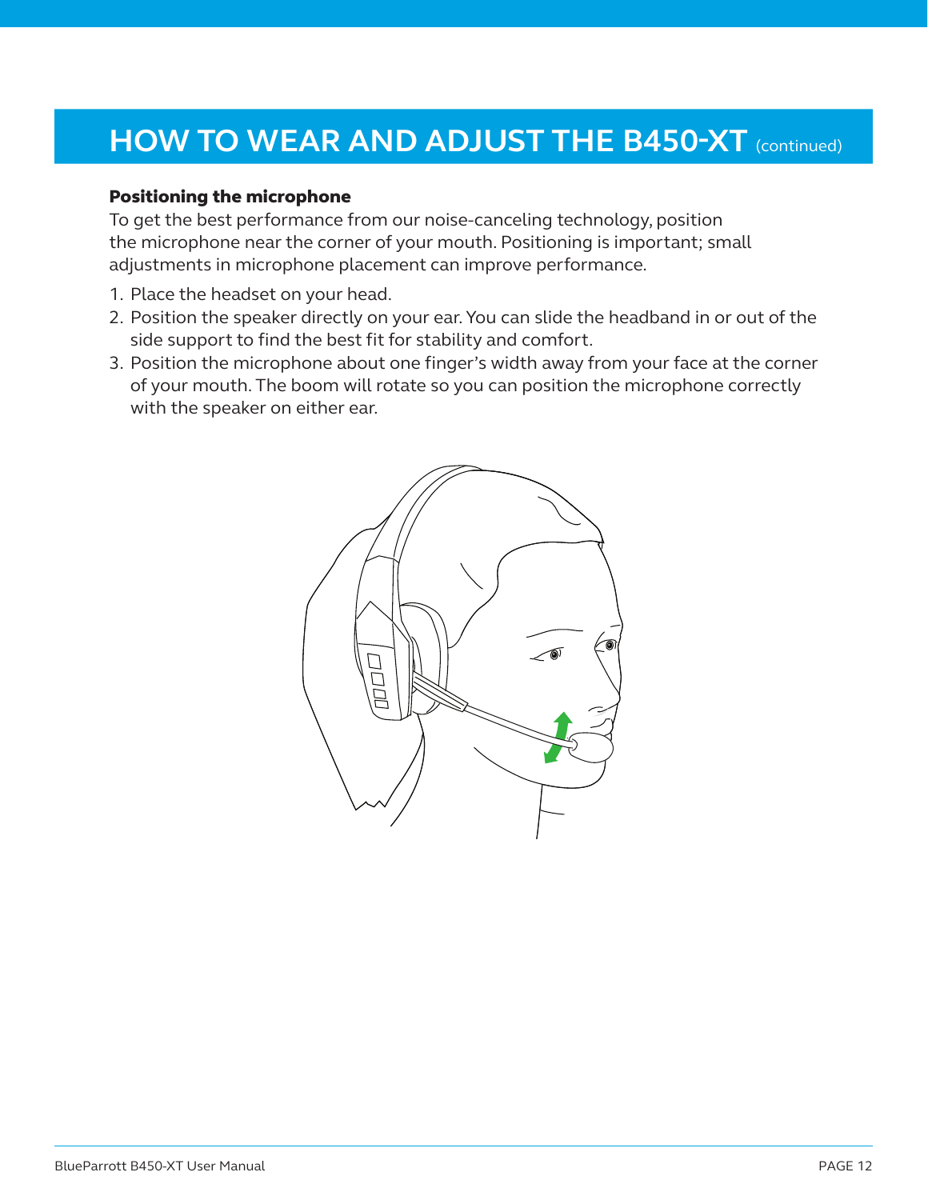# HOW TO WEAR AND ADJUST THE B450-XT (continued)

**Positioning the microphone**

To get the best performance from our noise-canceling technology, position the microphone near the corner of your mouth. Positioning is important; small adjustments in microphone placement can improve performance.

1. Place the headset on your head.
2. Position the speaker directly on your ear. You can slide the headband in or out of the side support to find the best fit for stability and comfort.
3. Position the microphone about one finger's width away from your face at the corner of your mouth. The boom will rotate so you can position the microphone correctly with the speaker on either ear.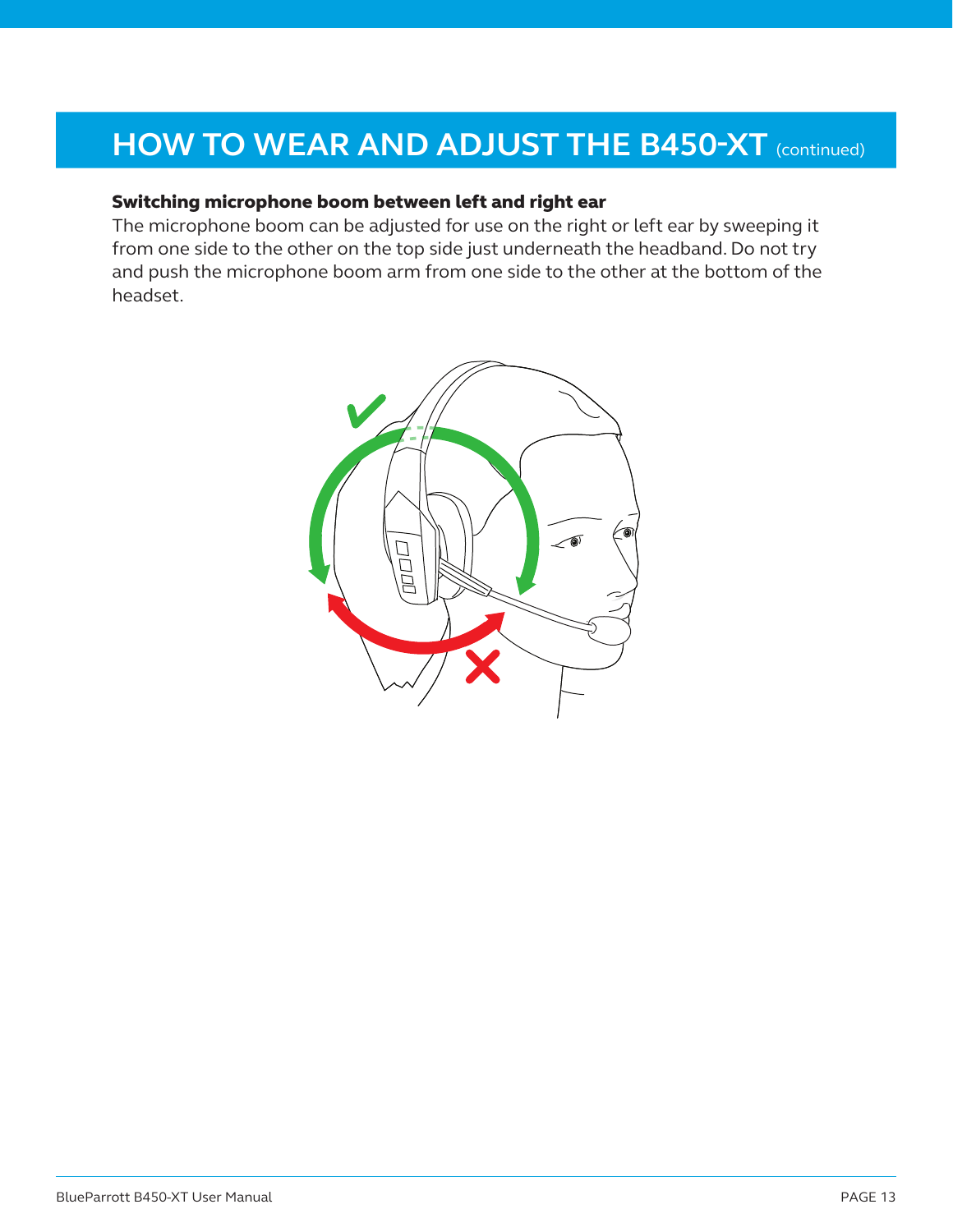# HOW TO WEAR AND ADJUST THE B450-XT (continued)

**Switching microphone boom between left and right ear**

The microphone boom can be adjusted for use on the right or left ear by sweeping it from one side to the other on the top side just underneath the headband. Do not try and push the microphone boom arm from one side to the other at the bottom of the headset.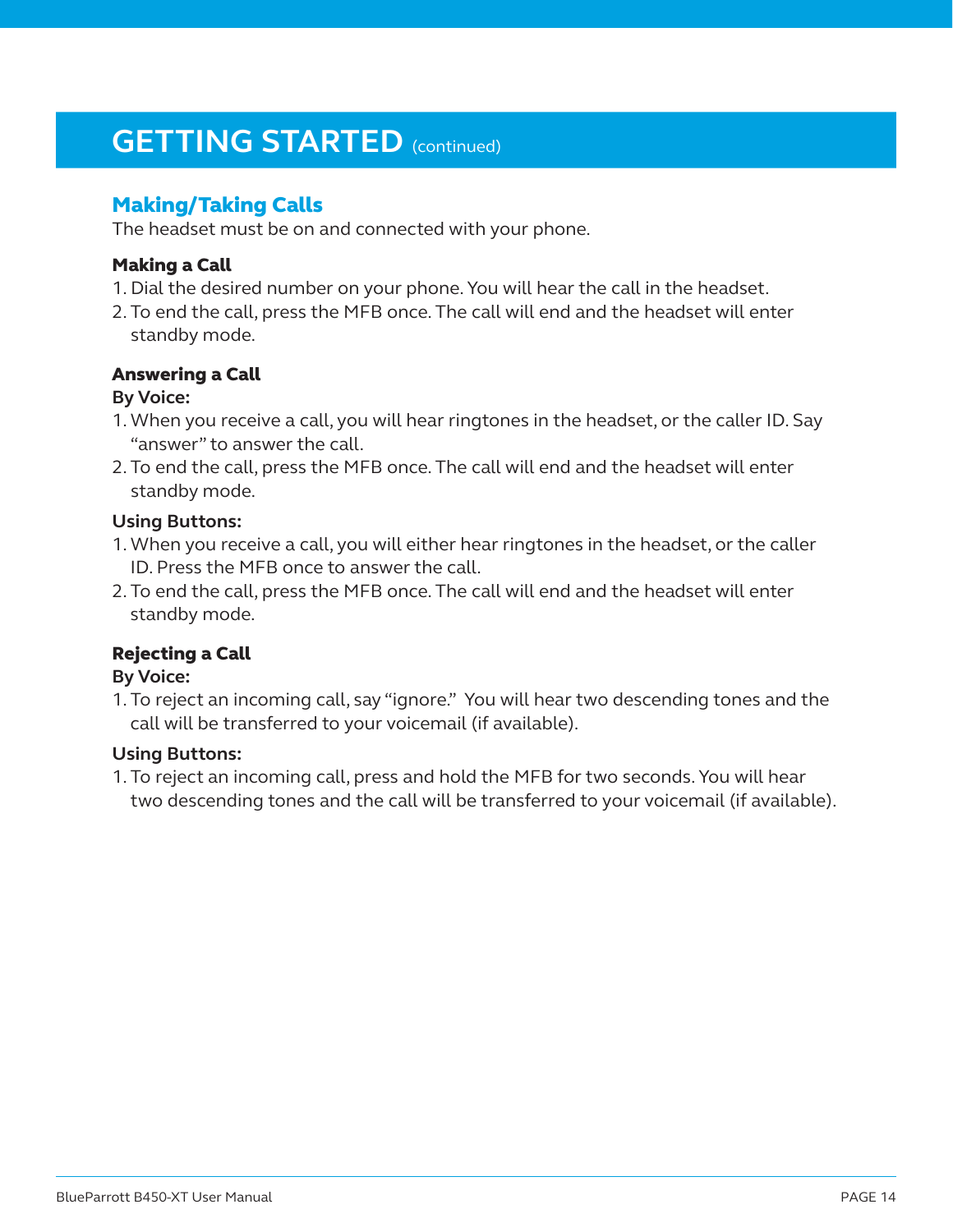# GETTING STARTED (continued)

## Making/Taking Calls

The headset must be on and connected with your phone.

### Making a Call

1. Dial the desired number on your phone. You will hear the call in the headset.
2. To end the call, press the MFB once. The call will end and the headset will enter standby mode.

### Answering a Call

**By Voice:**

1. When you receive a call, you will hear ringtones in the headset, or the caller ID. Say “answer” to answer the call.
2. To end the call, press the MFB once. The call will end and the headset will enter standby mode.

**Using Buttons:**

1. When you receive a call, you will either hear ringtones in the headset, or the caller ID. Press the MFB once to answer the call.
2. To end the call, press the MFB once. The call will end and the headset will enter standby mode.

### Rejecting a Call

**By Voice:**

1. To reject an incoming call, say “ignore.” You will hear two descending tones and the call will be transferred to your voicemail (if available).

**Using Buttons:**

1. To reject an incoming call, press and hold the MFB for two seconds. You will hear two descending tones and the call will be transferred to your voicemail (if available).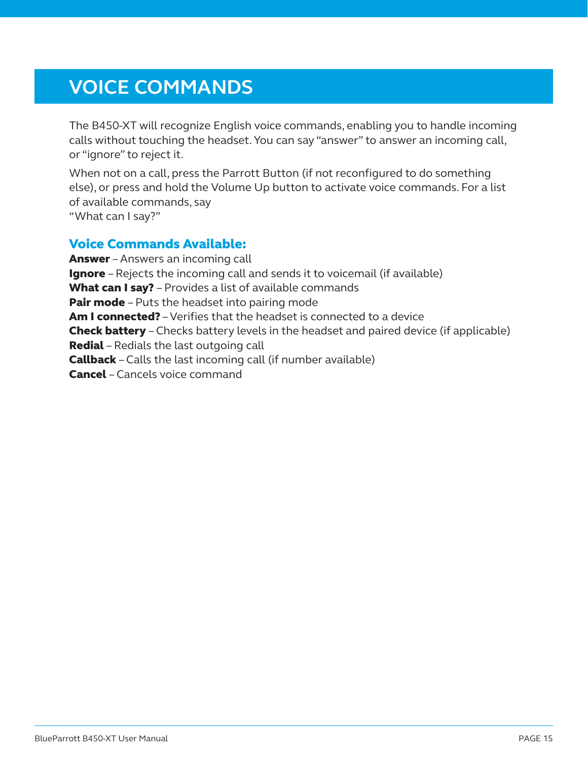# VOICE COMMANDS

The B450-XT will recognize English voice commands, enabling you to handle incoming calls without touching the headset. You can say "answer" to answer an incoming call, or "ignore" to reject it.

When not on a call, press the Parrott Button (if not reconfigured to do something else), or press and hold the Volume Up button to activate voice commands. For a list of available commands, say
"What can I say?"

## Voice Commands Available:

**Answer** – Answers an incoming call
**Ignore** – Rejects the incoming call and sends it to voicemail (if available)
**What can I say?** – Provides a list of available commands
**Pair mode** – Puts the headset into pairing mode
**Am I connected?** – Verifies that the headset is connected to a device
**Check battery** – Checks battery levels in the headset and paired device (if applicable)
**Redial** – Redials the last outgoing call
**Callback** – Calls the last incoming call (if number available)
**Cancel** – Cancels voice command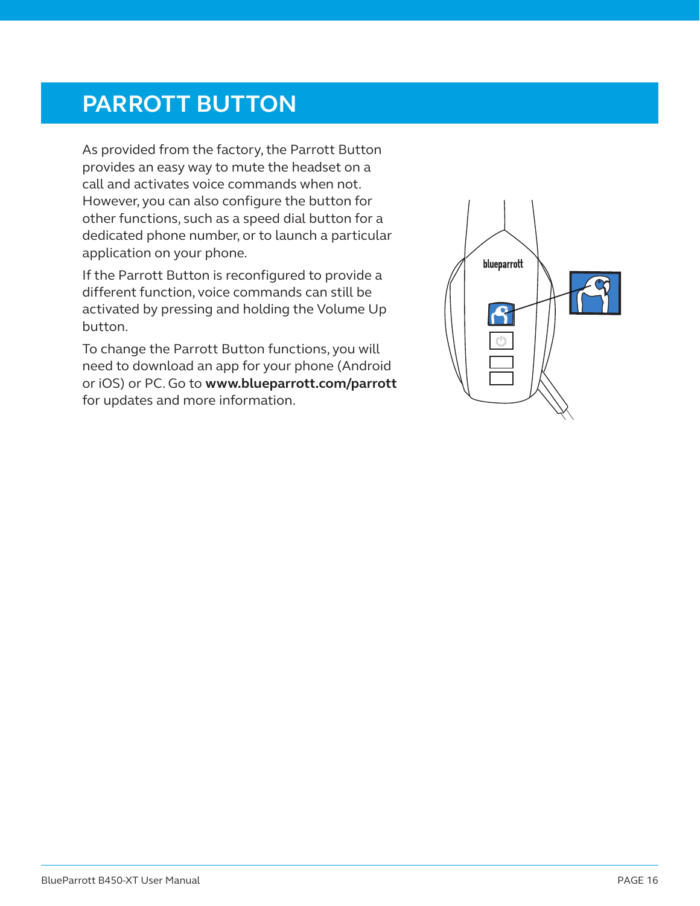# PARROTT BUTTON

As provided from the factory, the Parrott Button provides an easy way to mute the headset on a call and activates voice commands when not. However, you can also configure the button for other functions, such as a speed dial button for a dedicated phone number, or to launch a particular application on your phone.

If the Parrott Button is reconfigured to provide a different function, voice commands can still be activated by pressing and holding the Volume Up button.

To change the Parrott Button functions, you will need to download an app for your phone (Android or iOS) or PC. Go to **www.blueparrott.com/parrott** for updates and more information.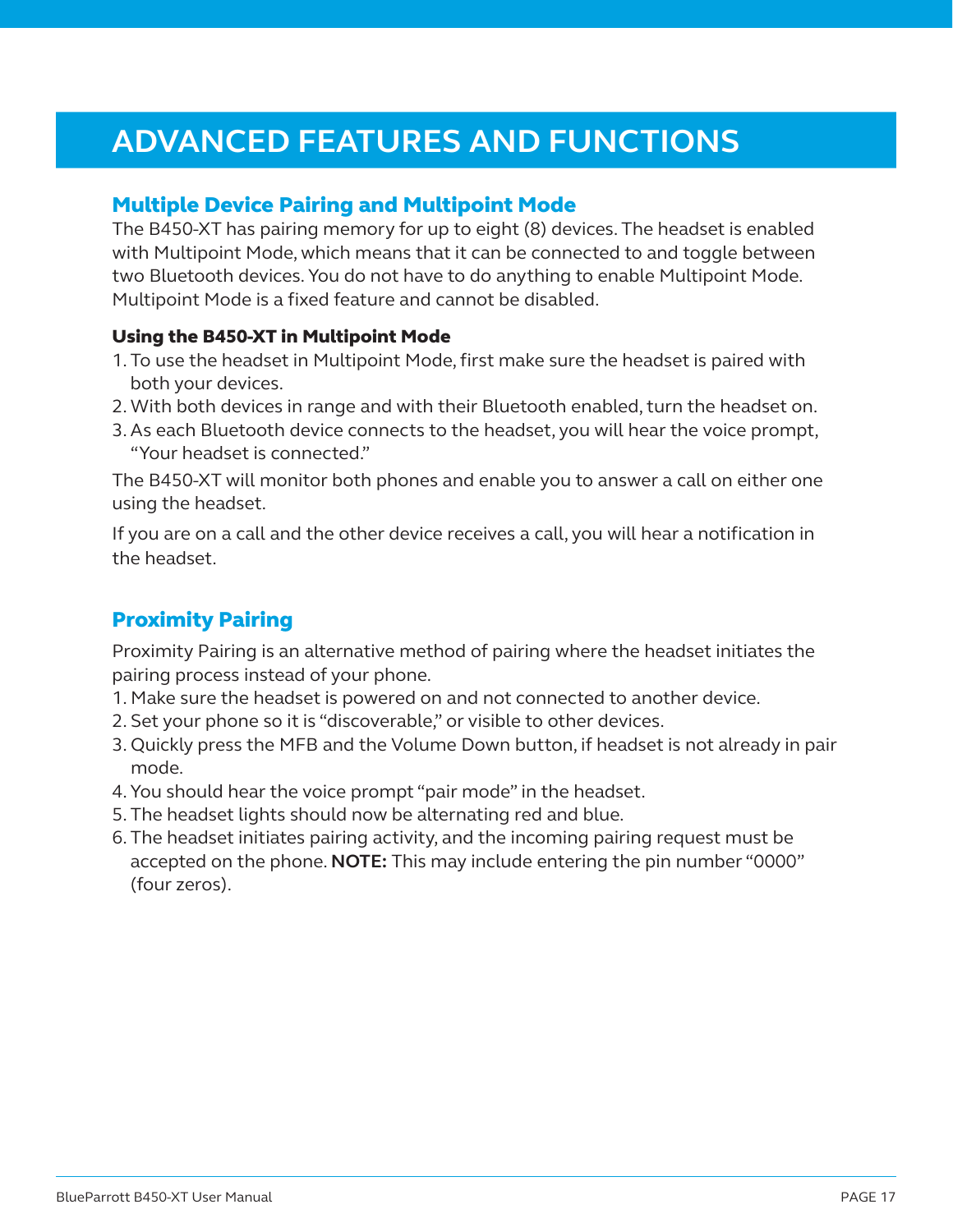# ADVANCED FEATURES AND FUNCTIONS

## Multiple Device Pairing and Multipoint Mode

The B450-XT has pairing memory for up to eight (8) devices. The headset is enabled with Multipoint Mode, which means that it can be connected to and toggle between two Bluetooth devices. You do not have to do anything to enable Multipoint Mode. Multipoint Mode is a fixed feature and cannot be disabled.

### Using the B450-XT in Multipoint Mode

1. To use the headset in Multipoint Mode, first make sure the headset is paired with both your devices.
2. With both devices in range and with their Bluetooth enabled, turn the headset on.
3. As each Bluetooth device connects to the headset, you will hear the voice prompt, "Your headset is connected."

The B450-XT will monitor both phones and enable you to answer a call on either one using the headset.

If you are on a call and the other device receives a call, you will hear a notification in the headset.

## Proximity Pairing

Proximity Pairing is an alternative method of pairing where the headset initiates the pairing process instead of your phone.

1. Make sure the headset is powered on and not connected to another device.
2. Set your phone so it is "discoverable," or visible to other devices.
3. Quickly press the MFB and the Volume Down button, if headset is not already in pair mode.
4. You should hear the voice prompt "pair mode" in the headset.
5. The headset lights should now be alternating red and blue.
6. The headset initiates pairing activity, and the incoming pairing request must be accepted on the phone. **NOTE:** This may include entering the pin number "0000" (four zeros).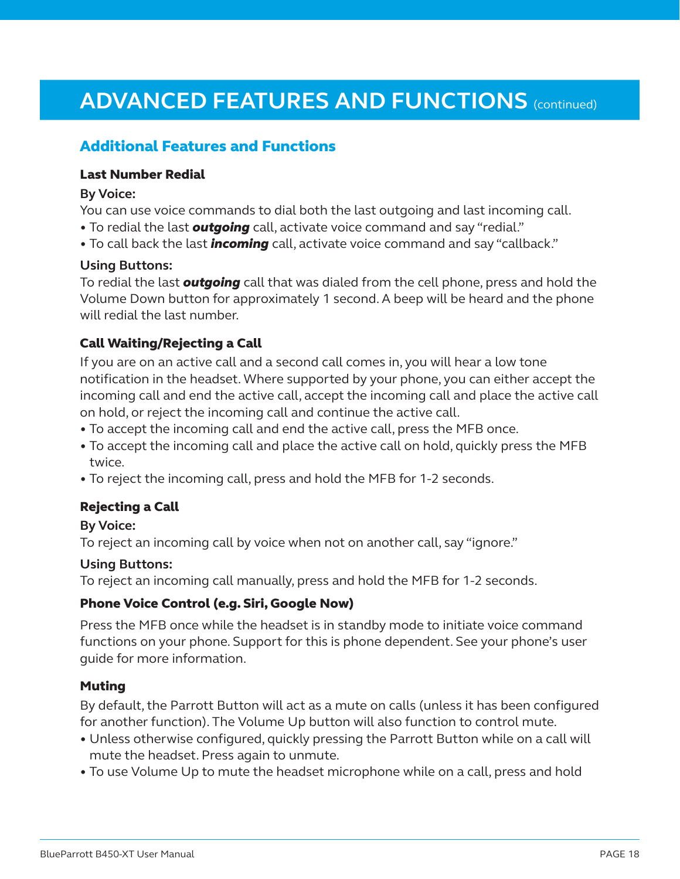# ADVANCED FEATURES AND FUNCTIONS (continued)

## Additional Features and Functions

### Last Number Redial

**By Voice:**

You can use voice commands to dial both the last outgoing and last incoming call.

- To redial the last ***outgoing*** call, activate voice command and say "redial."
- To call back the last ***incoming*** call, activate voice command and say "callback."

**Using Buttons:**

To redial the last ***outgoing*** call that was dialed from the cell phone, press and hold the Volume Down button for approximately 1 second. A beep will be heard and the phone will redial the last number.

### Call Waiting/Rejecting a Call

If you are on an active call and a second call comes in, you will hear a low tone notification in the headset. Where supported by your phone, you can either accept the incoming call and end the active call, accept the incoming call and place the active call on hold, or reject the incoming call and continue the active call.

- To accept the incoming call and end the active call, press the MFB once.
- To accept the incoming call and place the active call on hold, quickly press the MFB twice.
- To reject the incoming call, press and hold the MFB for 1-2 seconds.

### Rejecting a Call

**By Voice:**

To reject an incoming call by voice when not on another call, say "ignore."

**Using Buttons:**

To reject an incoming call manually, press and hold the MFB for 1-2 seconds.

### Phone Voice Control (e.g. Siri, Google Now)

Press the MFB once while the headset is in standby mode to initiate voice command functions on your phone. Support for this is phone dependent. See your phone's user guide for more information.

### Muting

By default, the Parrott Button will act as a mute on calls (unless it has been configured for another function). The Volume Up button will also function to control mute.

- Unless otherwise configured, quickly pressing the Parrott Button while on a call will mute the headset. Press again to unmute.
- To use Volume Up to mute the headset microphone while on a call, press and hold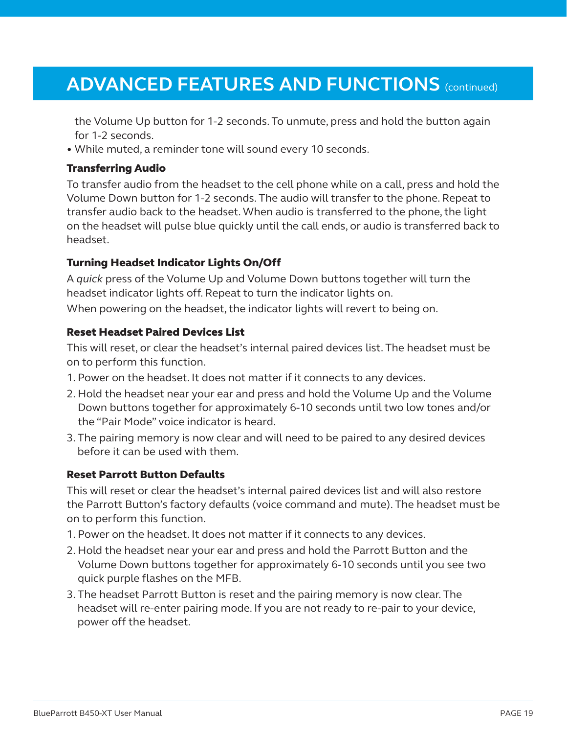## ADVANCED FEATURES AND FUNCTIONS (continued)

the Volume Up button for 1-2 seconds. To unmute, press and hold the button again for 1-2 seconds.

- While muted, a reminder tone will sound every 10 seconds.

### Transferring Audio

To transfer audio from the headset to the cell phone while on a call, press and hold the Volume Down button for 1-2 seconds. The audio will transfer to the phone. Repeat to transfer audio back to the headset. When audio is transferred to the phone, the light on the headset will pulse blue quickly until the call ends, or audio is transferred back to headset.

### Turning Headset Indicator Lights On/Off

A *quick* press of the Volume Up and Volume Down buttons together will turn the headset indicator lights off. Repeat to turn the indicator lights on.

When powering on the headset, the indicator lights will revert to being on.

### Reset Headset Paired Devices List

This will reset, or clear the headset's internal paired devices list. The headset must be on to perform this function.

1. Power on the headset. It does not matter if it connects to any devices.
2. Hold the headset near your ear and press and hold the Volume Up and the Volume Down buttons together for approximately 6-10 seconds until two low tones and/or the "Pair Mode" voice indicator is heard.
3. The pairing memory is now clear and will need to be paired to any desired devices before it can be used with them.

### Reset Parrott Button Defaults

This will reset or clear the headset's internal paired devices list and will also restore the Parrott Button's factory defaults (voice command and mute). The headset must be on to perform this function.

1. Power on the headset. It does not matter if it connects to any devices.
2. Hold the headset near your ear and press and hold the Parrott Button and the Volume Down buttons together for approximately 6-10 seconds until you see two quick purple flashes on the MFB.
3. The headset Parrott Button is reset and the pairing memory is now clear. The headset will re-enter pairing mode. If you are not ready to re-pair to your device, power off the headset.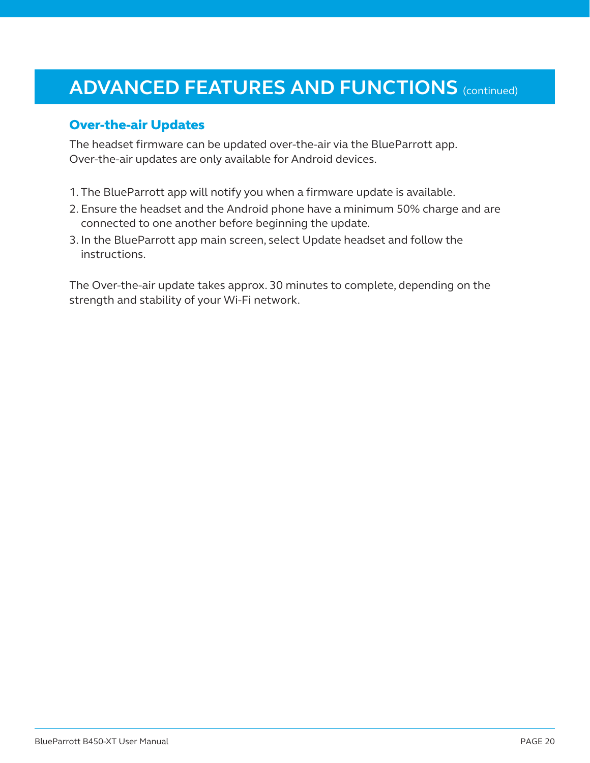# ADVANCED FEATURES AND FUNCTIONS (continued)

## Over-the-air Updates

The headset firmware can be updated over-the-air via the BlueParrott app. Over-the-air updates are only available for Android devices.

1. The BlueParrott app will notify you when a firmware update is available.
2. Ensure the headset and the Android phone have a minimum 50% charge and are connected to one another before beginning the update.
3. In the BlueParrott app main screen, select Update headset and follow the instructions.

The Over-the-air update takes approx. 30 minutes to complete, depending on the strength and stability of your Wi-Fi network.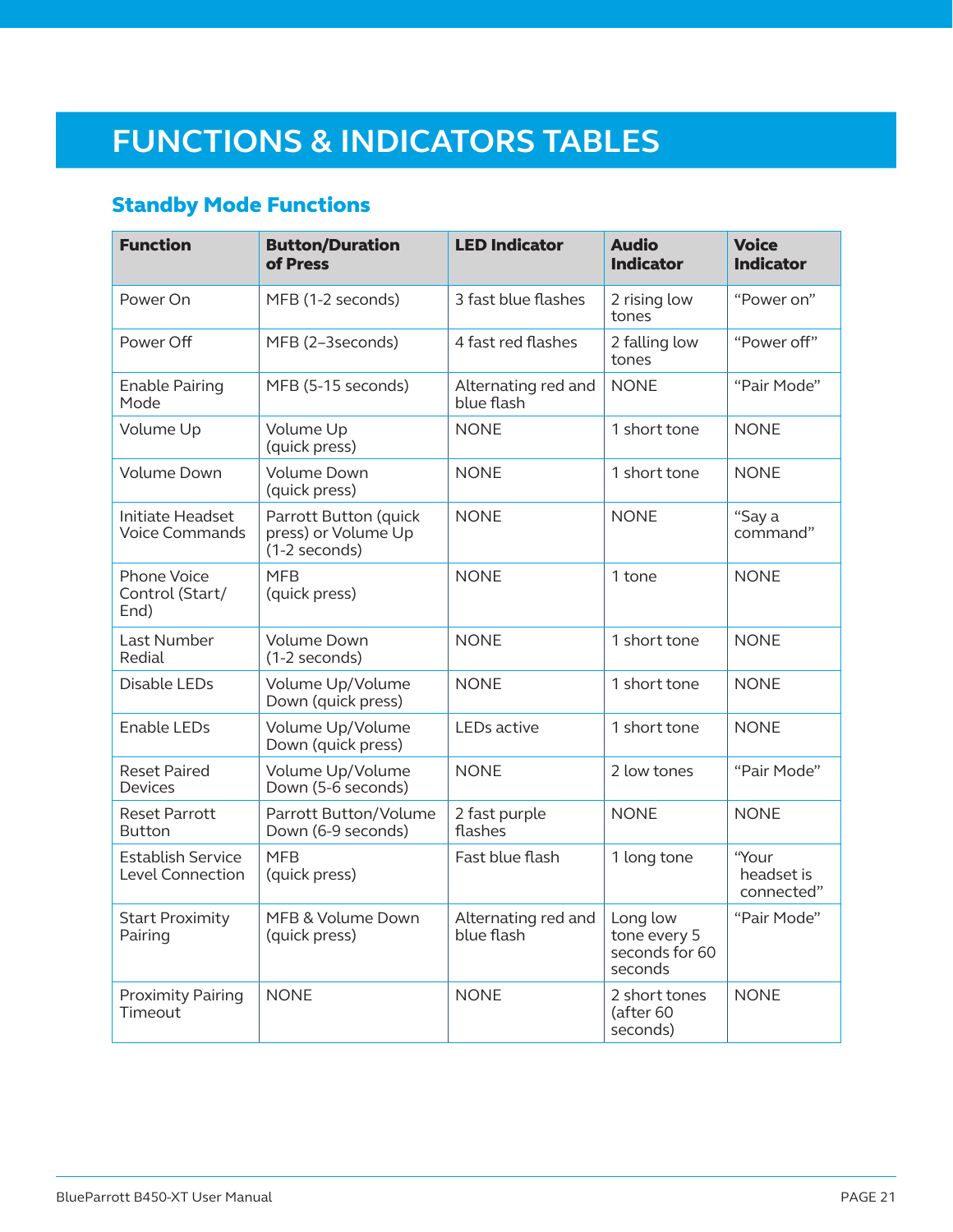# FUNCTIONS & INDICATORS TABLES

## Standby Mode Functions

| Function | Button/Duration of Press | LED Indicator | Audio Indicator | Voice Indicator |
|---|---|---|---|---|
| Power On | MFB (1-2 seconds) | 3 fast blue flashes | 2 rising low tones | “Power on” |
| Power Off | MFB (2–3seconds) | 4 fast red flashes | 2 falling low tones | “Power off” |
| Enable Pairing Mode | MFB (5-15 seconds) | Alternating red and blue flash | NONE | “Pair Mode” |
| Volume Up | Volume Up (quick press) | NONE | 1 short tone | NONE |
| Volume Down | Volume Down (quick press) | NONE | 1 short tone | NONE |
| Initiate Headset Voice Commands | Parrott Button (quick press) or Volume Up (1-2 seconds) | NONE | NONE | “Say a command” |
| Phone Voice Control (Start/ End) | MFB (quick press) | NONE | 1 tone | NONE |
| Last Number Redial | Volume Down (1-2 seconds) | NONE | 1 short tone | NONE |
| Disable LEDs | Volume Up/Volume Down (quick press) | NONE | 1 short tone | NONE |
| Enable LEDs | Volume Up/Volume Down (quick press) | LEDs active | 1 short tone | NONE |
| Reset Paired Devices | Volume Up/Volume Down (5-6 seconds) | NONE | 2 low tones | “Pair Mode” |
| Reset Parrott Button | Parrott Button/Volume Down (6-9 seconds) | 2 fast purple flashes | NONE | NONE |
| Establish Service Level Connection | MFB (quick press) | Fast blue flash | 1 long tone | “Your headset is connected” |
| Start Proximity Pairing | MFB & Volume Down (quick press) | Alternating red and blue flash | Long low tone every 5 seconds for 60 seconds | “Pair Mode” |
| Proximity Pairing Timeout | NONE | NONE | 2 short tones (after 60 seconds) | NONE |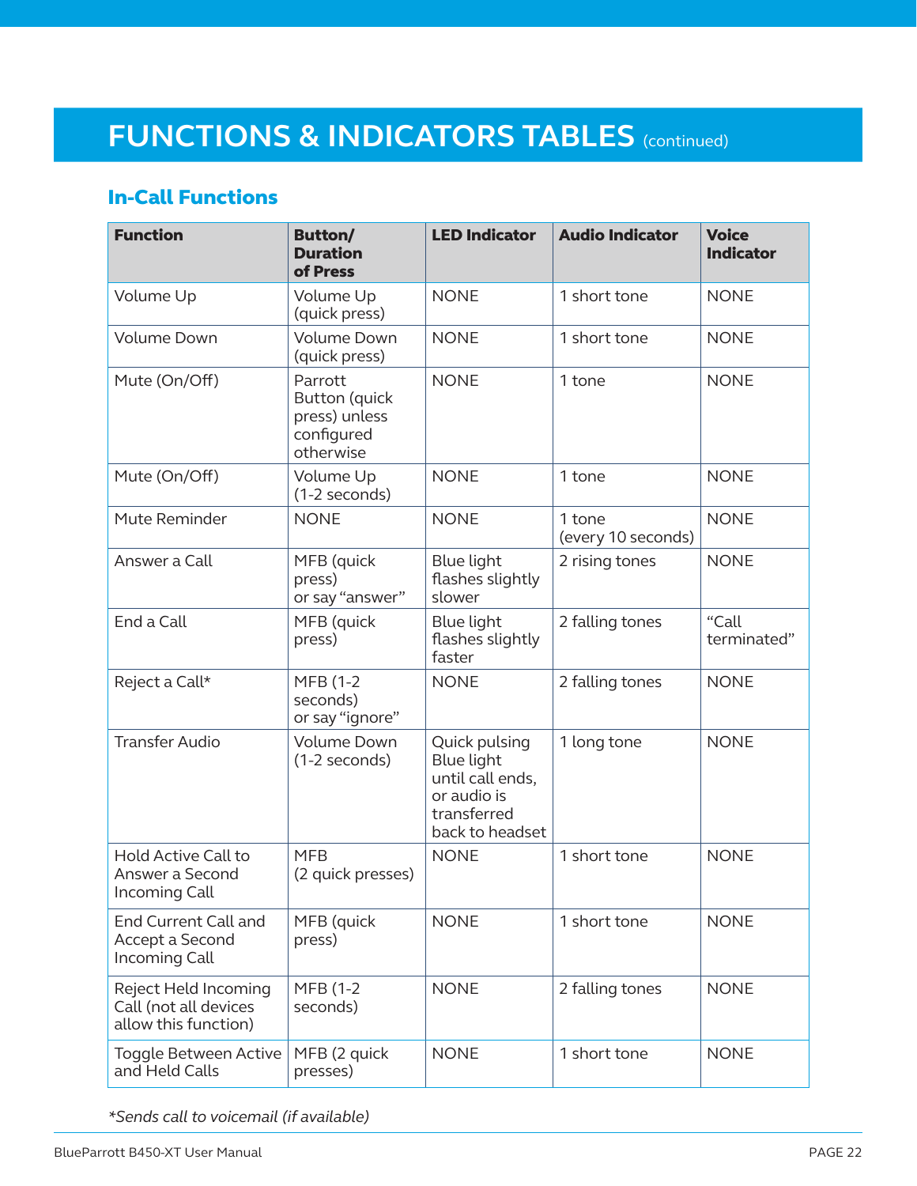# FUNCTIONS & INDICATORS TABLES (continued)

## In-Call Functions

| Function | Button/ Duration of Press | LED Indicator | Audio Indicator | Voice Indicator |
|---|---|---|---|---|
| Volume Up | Volume Up (quick press) | NONE | 1 short tone | NONE |
| Volume Down | Volume Down (quick press) | NONE | 1 short tone | NONE |
| Mute (On/Off) | Parrott Button (quick press) unless configured otherwise | NONE | 1 tone | NONE |
| Mute (On/Off) | Volume Up (1-2 seconds) | NONE | 1 tone | NONE |
| Mute Reminder | NONE | NONE | 1 tone (every 10 seconds) | NONE |
| Answer a Call | MFB (quick press) or say “answer” | Blue light flashes slightly slower | 2 rising tones | NONE |
| End a Call | MFB (quick press) | Blue light flashes slightly faster | 2 falling tones | “Call terminated” |
| Reject a Call* | MFB (1-2 seconds) or say “ignore” | NONE | 2 falling tones | NONE |
| Transfer Audio | Volume Down (1-2 seconds) | Quick pulsing Blue light until call ends, or audio is transferred back to headset | 1 long tone | NONE |
| Hold Active Call to Answer a Second Incoming Call | MFB (2 quick presses) | NONE | 1 short tone | NONE |
| End Current Call and Accept a Second Incoming Call | MFB (quick press) | NONE | 1 short tone | NONE |
| Reject Held Incoming Call (not all devices allow this function) | MFB (1-2 seconds) | NONE | 2 falling tones | NONE |
| Toggle Between Active and Held Calls | MFB (2 quick presses) | NONE | 1 short tone | NONE |

*\*Sends call to voicemail (if available)*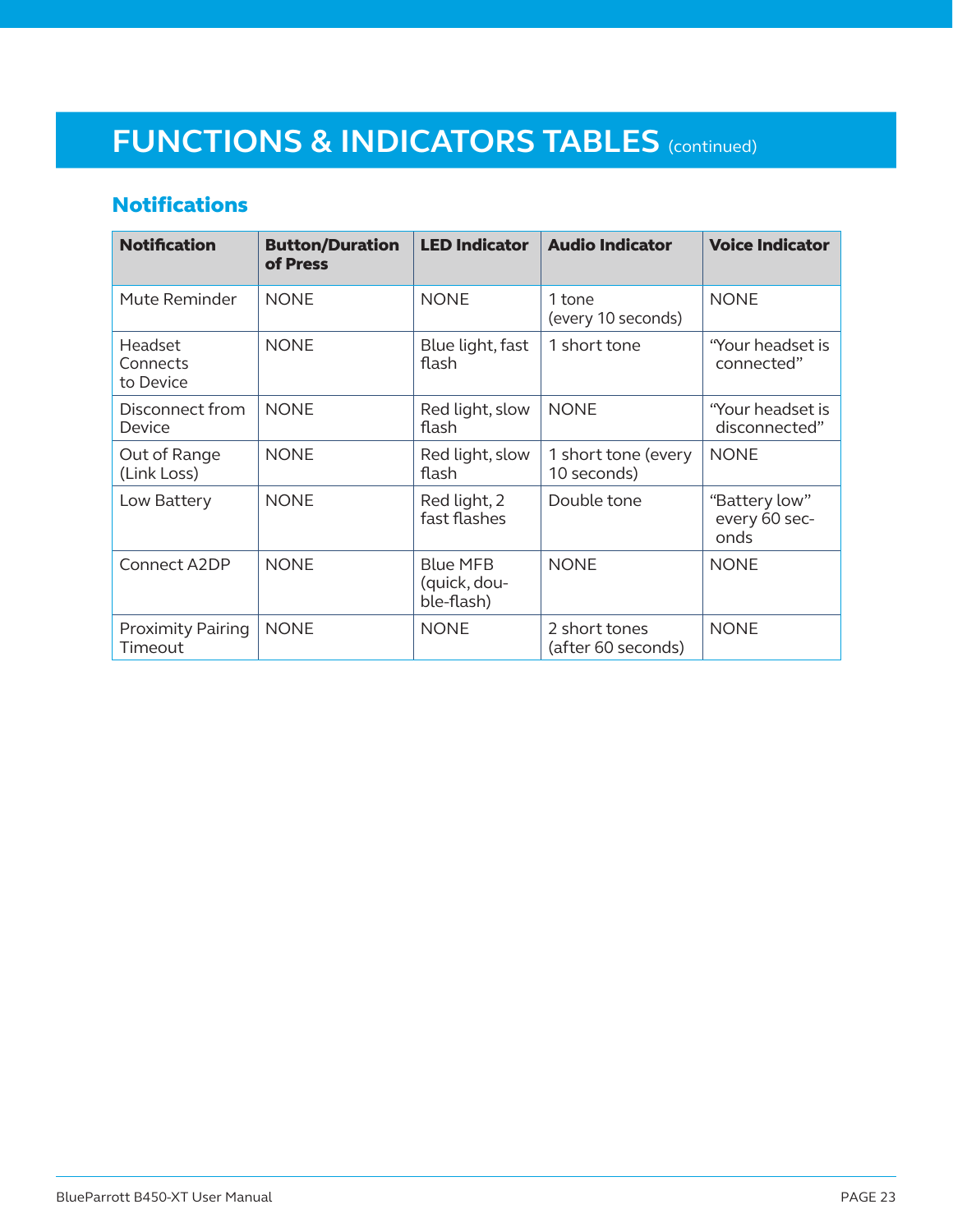# FUNCTIONS & INDICATORS TABLES (continued)

## Notifications

| Notification | Button/Duration of Press | LED Indicator | Audio Indicator | Voice Indicator |
|---|---|---|---|---|
| Mute Reminder | NONE | NONE | 1 tone (every 10 seconds) | NONE |
| Headset Connects to Device | NONE | Blue light, fast flash | 1 short tone | "Your headset is connected" |
| Disconnect from Device | NONE | Red light, slow flash | NONE | "Your headset is disconnected" |
| Out of Range (Link Loss) | NONE | Red light, slow flash | 1 short tone (every 10 seconds) | NONE |
| Low Battery | NONE | Red light, 2 fast flashes | Double tone | "Battery low" every 60 seconds |
| Connect A2DP | NONE | Blue MFB (quick, double-flash) | NONE | NONE |
| Proximity Pairing Timeout | NONE | NONE | 2 short tones (after 60 seconds) | NONE |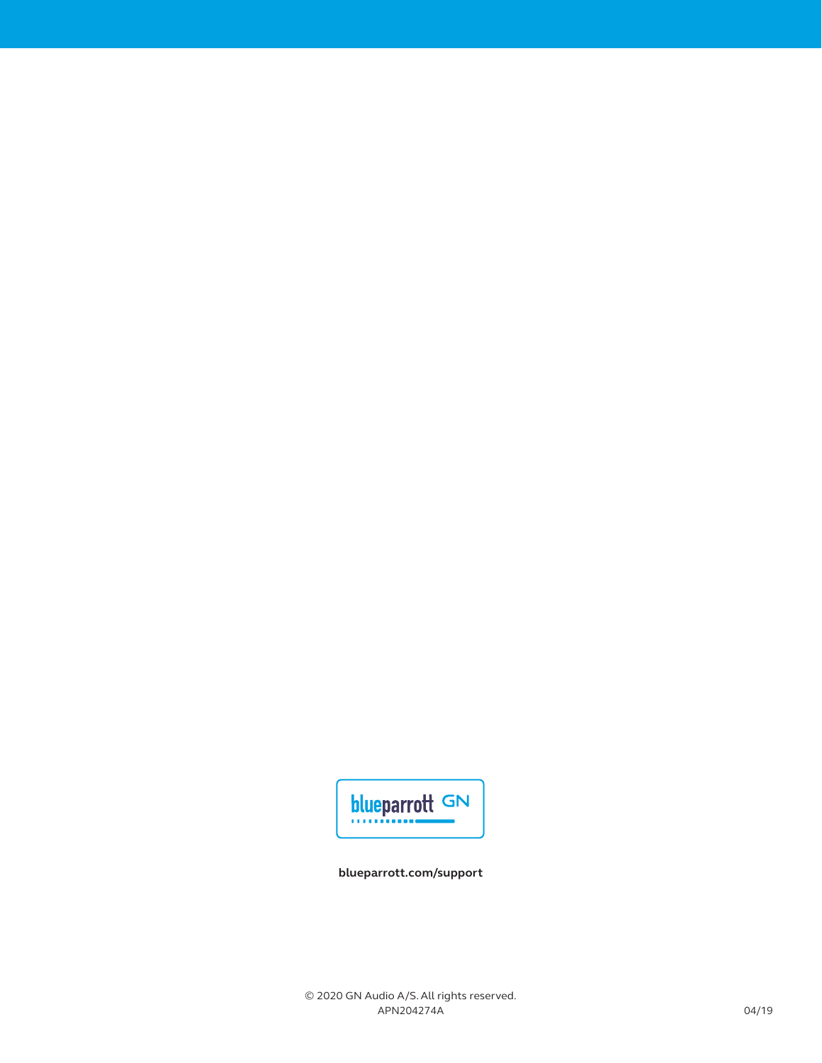blueparrott GN

**blueparrott.com/support**

© 2020 GN Audio A/S. All rights reserved.
APN204274A

04/19